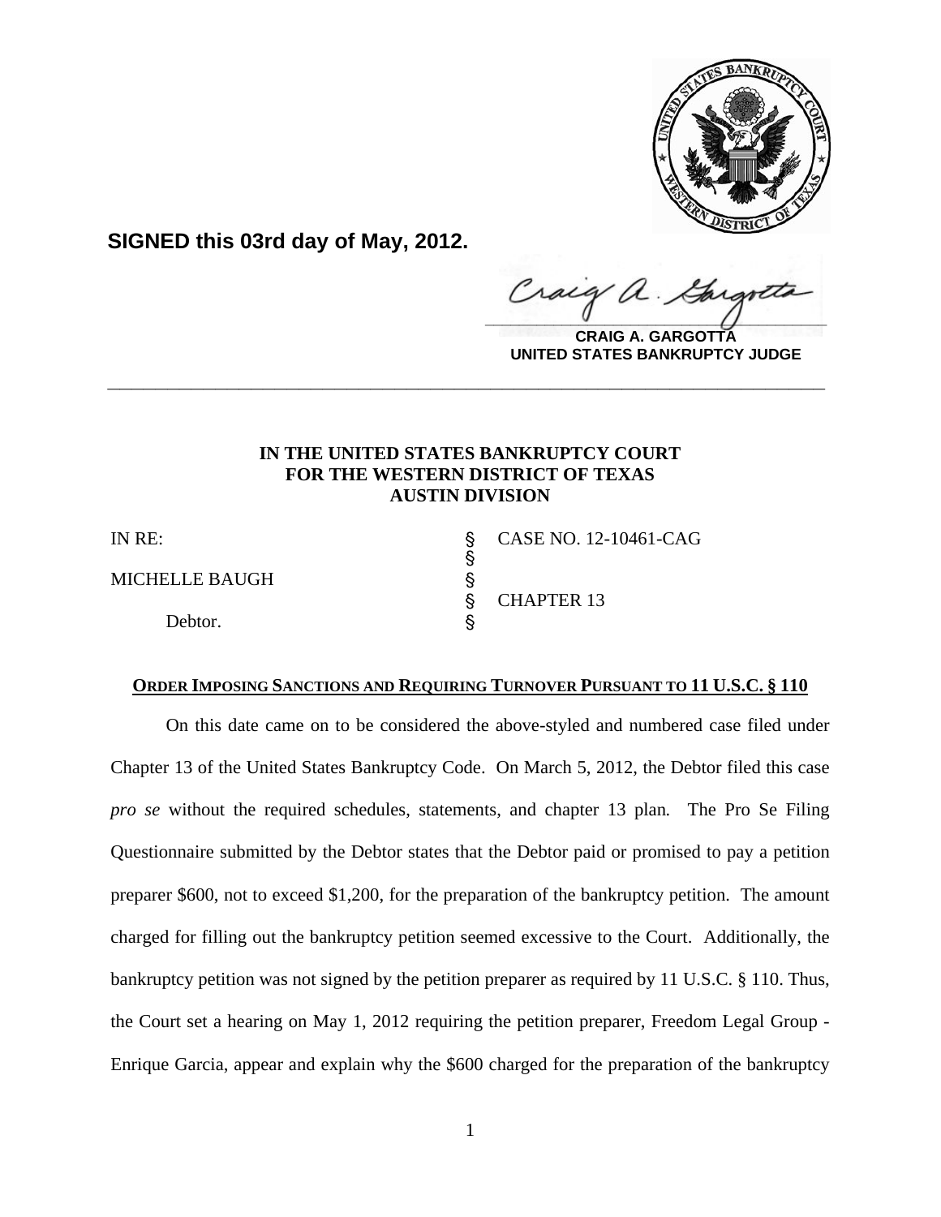**SIGNED this 03rd day of May, 2012.**

**CRAIG A. GARGOTTA**
**UNITED STATES BANKRUPTCY JUDGE**

---

**IN THE UNITED STATES BANKRUPTCY COURT**
**FOR THE WESTERN DISTRICT OF TEXAS**
**AUSTIN DIVISION**

| | | |
|---|---|---|
| IN RE: | § | CASE NO. 12-10461-CAG |
| | § | |
| MICHELLE BAUGH | § | |
| | § | CHAPTER 13 |
| Debtor. | § | |

**ORDER IMPOSING SANCTIONS AND REQUIRING TURNOVER PURSUANT TO 11 U.S.C. § 110**

On this date came on to be considered the above-styled and numbered case filed under Chapter 13 of the United States Bankruptcy Code. On March 5, 2012, the Debtor filed this case *pro se* without the required schedules, statements, and chapter 13 plan. The Pro Se Filing Questionnaire submitted by the Debtor states that the Debtor paid or promised to pay a petition preparer $600, not to exceed $1,200, for the preparation of the bankruptcy petition. The amount charged for filling out the bankruptcy petition seemed excessive to the Court. Additionally, the bankruptcy petition was not signed by the petition preparer as required by 11 U.S.C. § 110. Thus, the Court set a hearing on May 1, 2012 requiring the petition preparer, Freedom Legal Group - Enrique Garcia, appear and explain why the $600 charged for the preparation of the bankruptcy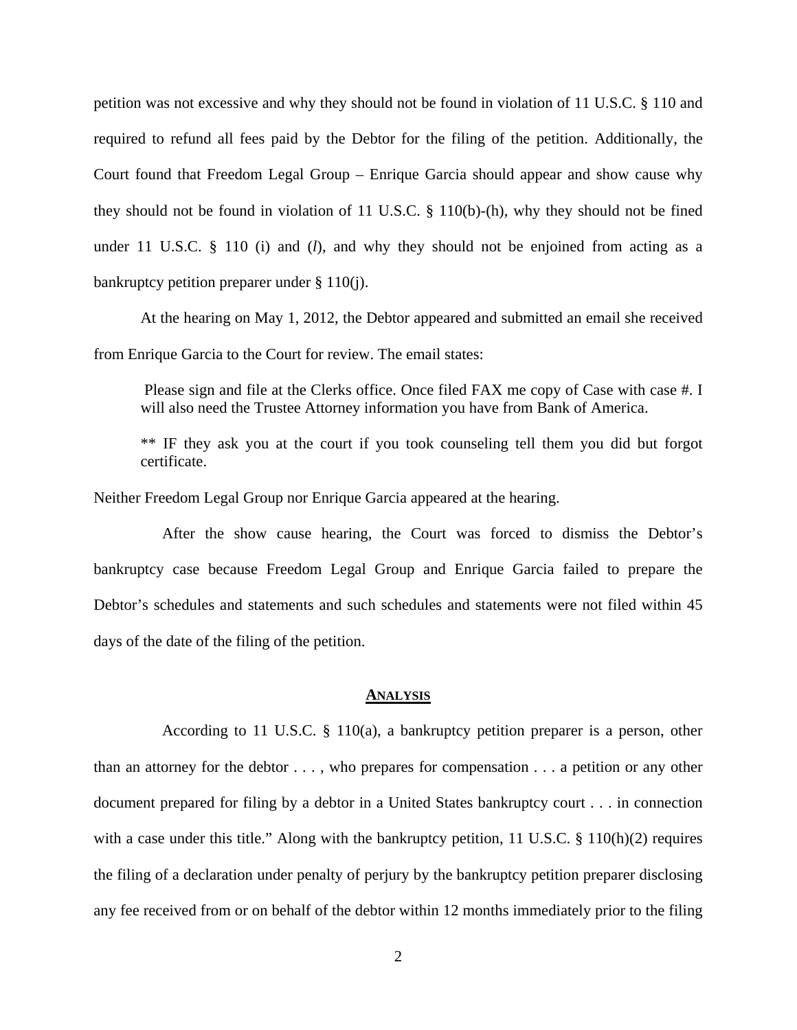petition was not excessive and why they should not be found in violation of 11 U.S.C. § 110 and required to refund all fees paid by the Debtor for the filing of the petition. Additionally, the Court found that Freedom Legal Group – Enrique Garcia should appear and show cause why they should not be found in violation of 11 U.S.C. § 110(b)-(h), why they should not be fined under 11 U.S.C. § 110 (i) and (*l*), and why they should not be enjoined from acting as a bankruptcy petition preparer under § 110(j).

At the hearing on May 1, 2012, the Debtor appeared and submitted an email she received from Enrique Garcia to the Court for review. The email states:

> Please sign and file at the Clerks office. Once filed FAX me copy of Case with case #. I will also need the Trustee Attorney information you have from Bank of America.
>
> ** IF they ask you at the court if you took counseling tell them you did but forgot certificate.

Neither Freedom Legal Group nor Enrique Garcia appeared at the hearing.

After the show cause hearing, the Court was forced to dismiss the Debtor's bankruptcy case because Freedom Legal Group and Enrique Garcia failed to prepare the Debtor's schedules and statements and such schedules and statements were not filed within 45 days of the date of the filing of the petition.

## ANALYSIS

According to 11 U.S.C. § 110(a), a bankruptcy petition preparer is a person, other than an attorney for the debtor . . . , who prepares for compensation . . . a petition or any other document prepared for filing by a debtor in a United States bankruptcy court . . . in connection with a case under this title." Along with the bankruptcy petition, 11 U.S.C. § 110(h)(2) requires the filing of a declaration under penalty of perjury by the bankruptcy petition preparer disclosing any fee received from or on behalf of the debtor within 12 months immediately prior to the filing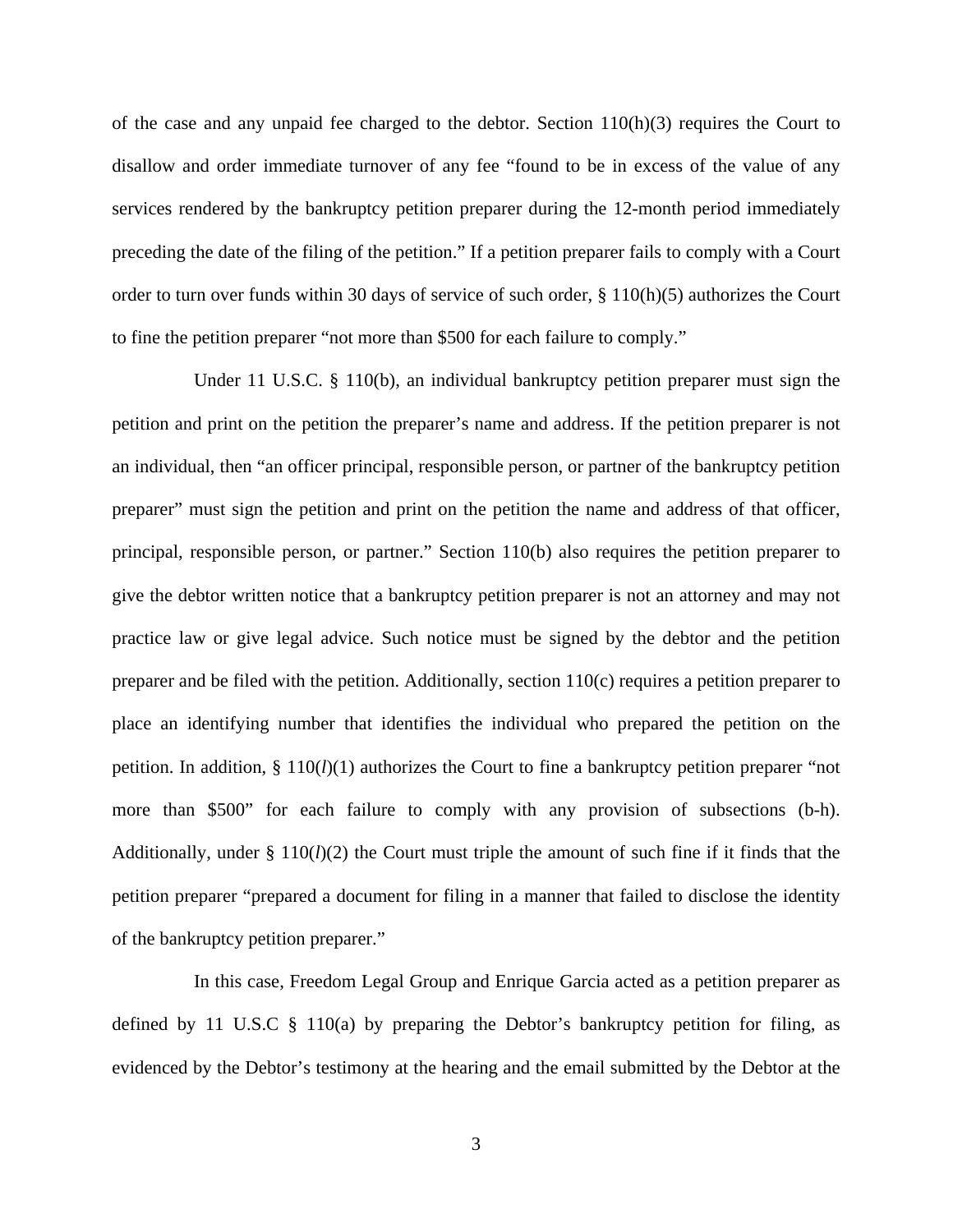of the case and any unpaid fee charged to the debtor. Section 110(h)(3) requires the Court to disallow and order immediate turnover of any fee "found to be in excess of the value of any services rendered by the bankruptcy petition preparer during the 12-month period immediately preceding the date of the filing of the petition." If a petition preparer fails to comply with a Court order to turn over funds within 30 days of service of such order, § 110(h)(5) authorizes the Court to fine the petition preparer "not more than $500 for each failure to comply."

Under 11 U.S.C. § 110(b), an individual bankruptcy petition preparer must sign the petition and print on the petition the preparer's name and address. If the petition preparer is not an individual, then "an officer principal, responsible person, or partner of the bankruptcy petition preparer" must sign the petition and print on the petition the name and address of that officer, principal, responsible person, or partner." Section 110(b) also requires the petition preparer to give the debtor written notice that a bankruptcy petition preparer is not an attorney and may not practice law or give legal advice. Such notice must be signed by the debtor and the petition preparer and be filed with the petition. Additionally, section 110(c) requires a petition preparer to place an identifying number that identifies the individual who prepared the petition on the petition. In addition, § 110(*l*)(1) authorizes the Court to fine a bankruptcy petition preparer "not more than $500" for each failure to comply with any provision of subsections (b-h). Additionally, under § 110(*l*)(2) the Court must triple the amount of such fine if it finds that the petition preparer "prepared a document for filing in a manner that failed to disclose the identity of the bankruptcy petition preparer."

In this case, Freedom Legal Group and Enrique Garcia acted as a petition preparer as defined by 11 U.S.C § 110(a) by preparing the Debtor's bankruptcy petition for filing, as evidenced by the Debtor's testimony at the hearing and the email submitted by the Debtor at the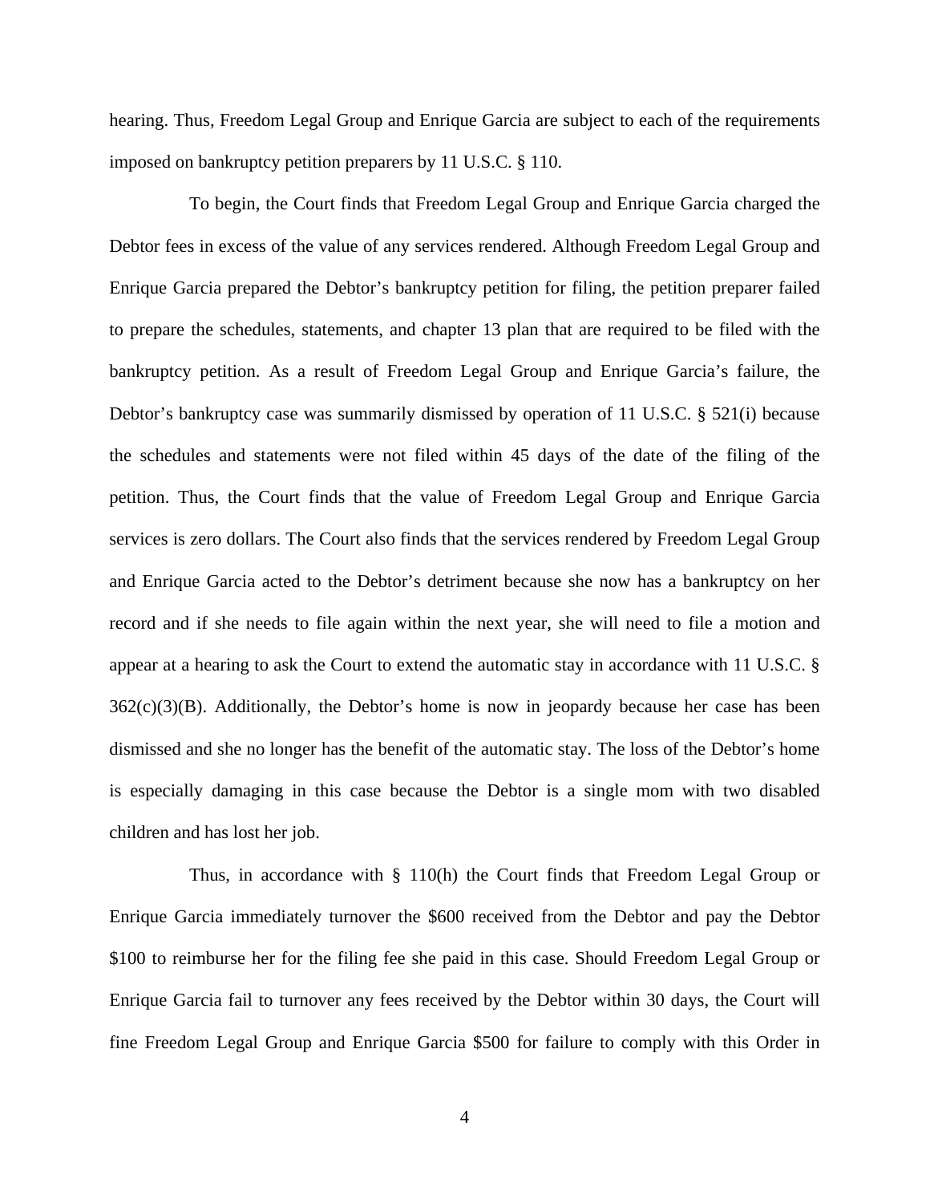hearing. Thus, Freedom Legal Group and Enrique Garcia are subject to each of the requirements imposed on bankruptcy petition preparers by 11 U.S.C. § 110.

To begin, the Court finds that Freedom Legal Group and Enrique Garcia charged the Debtor fees in excess of the value of any services rendered. Although Freedom Legal Group and Enrique Garcia prepared the Debtor's bankruptcy petition for filing, the petition preparer failed to prepare the schedules, statements, and chapter 13 plan that are required to be filed with the bankruptcy petition. As a result of Freedom Legal Group and Enrique Garcia's failure, the Debtor's bankruptcy case was summarily dismissed by operation of 11 U.S.C. § 521(i) because the schedules and statements were not filed within 45 days of the date of the filing of the petition. Thus, the Court finds that the value of Freedom Legal Group and Enrique Garcia services is zero dollars. The Court also finds that the services rendered by Freedom Legal Group and Enrique Garcia acted to the Debtor's detriment because she now has a bankruptcy on her record and if she needs to file again within the next year, she will need to file a motion and appear at a hearing to ask the Court to extend the automatic stay in accordance with 11 U.S.C. § 362(c)(3)(B). Additionally, the Debtor's home is now in jeopardy because her case has been dismissed and she no longer has the benefit of the automatic stay. The loss of the Debtor's home is especially damaging in this case because the Debtor is a single mom with two disabled children and has lost her job.

Thus, in accordance with § 110(h) the Court finds that Freedom Legal Group or Enrique Garcia immediately turnover the $600 received from the Debtor and pay the Debtor $100 to reimburse her for the filing fee she paid in this case. Should Freedom Legal Group or Enrique Garcia fail to turnover any fees received by the Debtor within 30 days, the Court will fine Freedom Legal Group and Enrique Garcia $500 for failure to comply with this Order in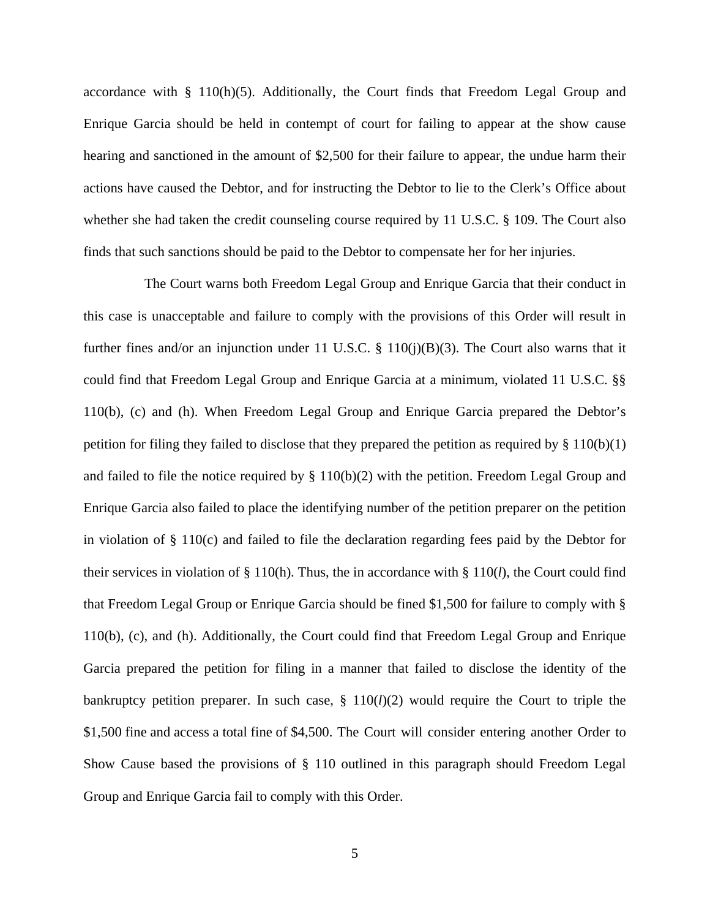accordance with § 110(h)(5). Additionally, the Court finds that Freedom Legal Group and Enrique Garcia should be held in contempt of court for failing to appear at the show cause hearing and sanctioned in the amount of $2,500 for their failure to appear, the undue harm their actions have caused the Debtor, and for instructing the Debtor to lie to the Clerk's Office about whether she had taken the credit counseling course required by 11 U.S.C. § 109. The Court also finds that such sanctions should be paid to the Debtor to compensate her for her injuries.

The Court warns both Freedom Legal Group and Enrique Garcia that their conduct in this case is unacceptable and failure to comply with the provisions of this Order will result in further fines and/or an injunction under 11 U.S.C. § 110(j)(B)(3). The Court also warns that it could find that Freedom Legal Group and Enrique Garcia at a minimum, violated 11 U.S.C. §§ 110(b), (c) and (h). When Freedom Legal Group and Enrique Garcia prepared the Debtor's petition for filing they failed to disclose that they prepared the petition as required by § 110(b)(1) and failed to file the notice required by § 110(b)(2) with the petition. Freedom Legal Group and Enrique Garcia also failed to place the identifying number of the petition preparer on the petition in violation of § 110(c) and failed to file the declaration regarding fees paid by the Debtor for their services in violation of § 110(h). Thus, the in accordance with § 110(*l*), the Court could find that Freedom Legal Group or Enrique Garcia should be fined $1,500 for failure to comply with § 110(b), (c), and (h). Additionally, the Court could find that Freedom Legal Group and Enrique Garcia prepared the petition for filing in a manner that failed to disclose the identity of the bankruptcy petition preparer. In such case, § 110(*l*)(2) would require the Court to triple the $1,500 fine and access a total fine of $4,500. The Court will consider entering another Order to Show Cause based the provisions of § 110 outlined in this paragraph should Freedom Legal Group and Enrique Garcia fail to comply with this Order.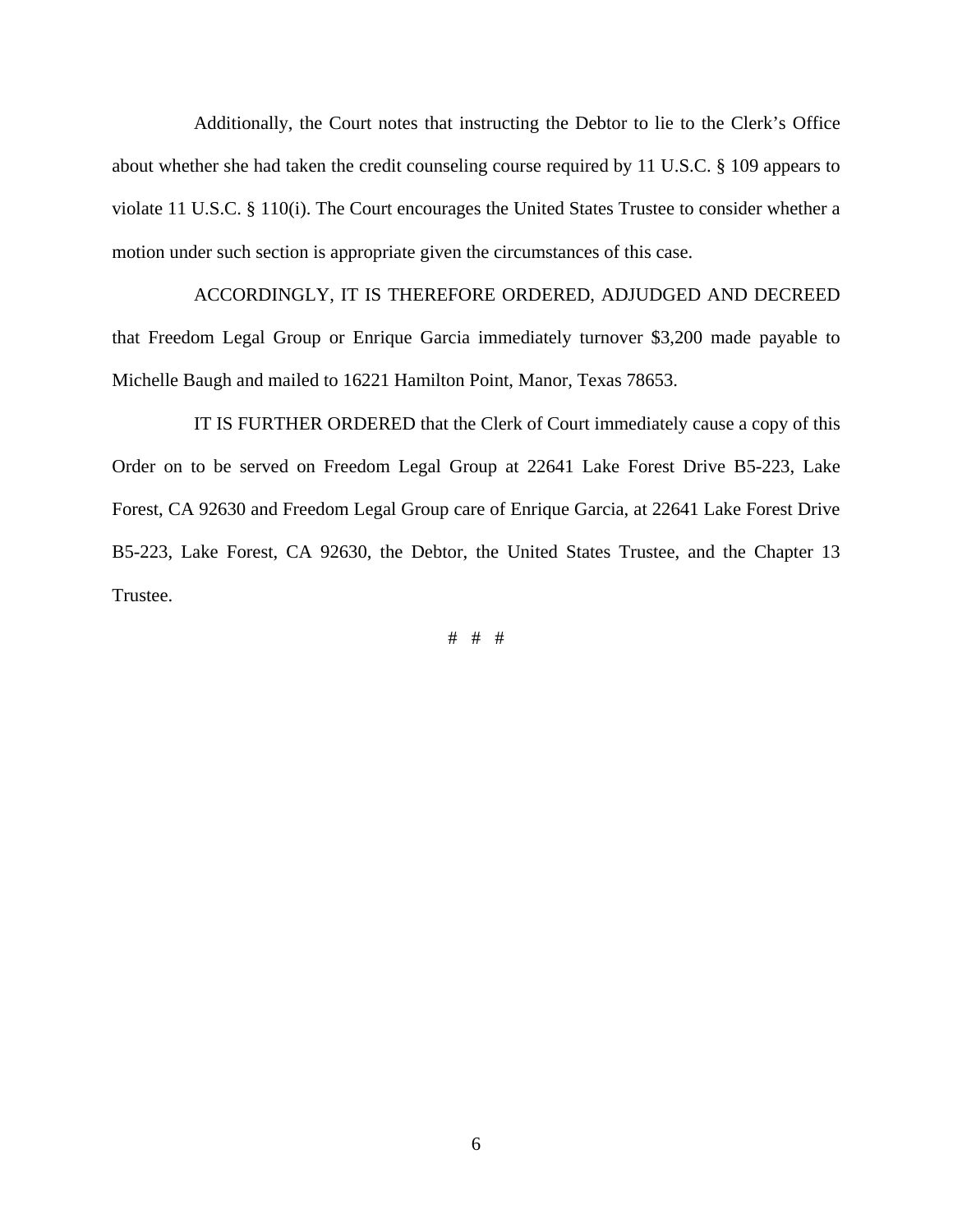Additionally, the Court notes that instructing the Debtor to lie to the Clerk's Office about whether she had taken the credit counseling course required by 11 U.S.C. § 109 appears to violate 11 U.S.C. § 110(i). The Court encourages the United States Trustee to consider whether a motion under such section is appropriate given the circumstances of this case.

ACCORDINGLY, IT IS THEREFORE ORDERED, ADJUDGED AND DECREED that Freedom Legal Group or Enrique Garcia immediately turnover $3,200 made payable to Michelle Baugh and mailed to 16221 Hamilton Point, Manor, Texas 78653.

IT IS FURTHER ORDERED that the Clerk of Court immediately cause a copy of this Order on to be served on Freedom Legal Group at 22641 Lake Forest Drive B5-223, Lake Forest, CA 92630 and Freedom Legal Group care of Enrique Garcia, at 22641 Lake Forest Drive B5-223, Lake Forest, CA 92630, the Debtor, the United States Trustee, and the Chapter 13 Trustee.

# # #